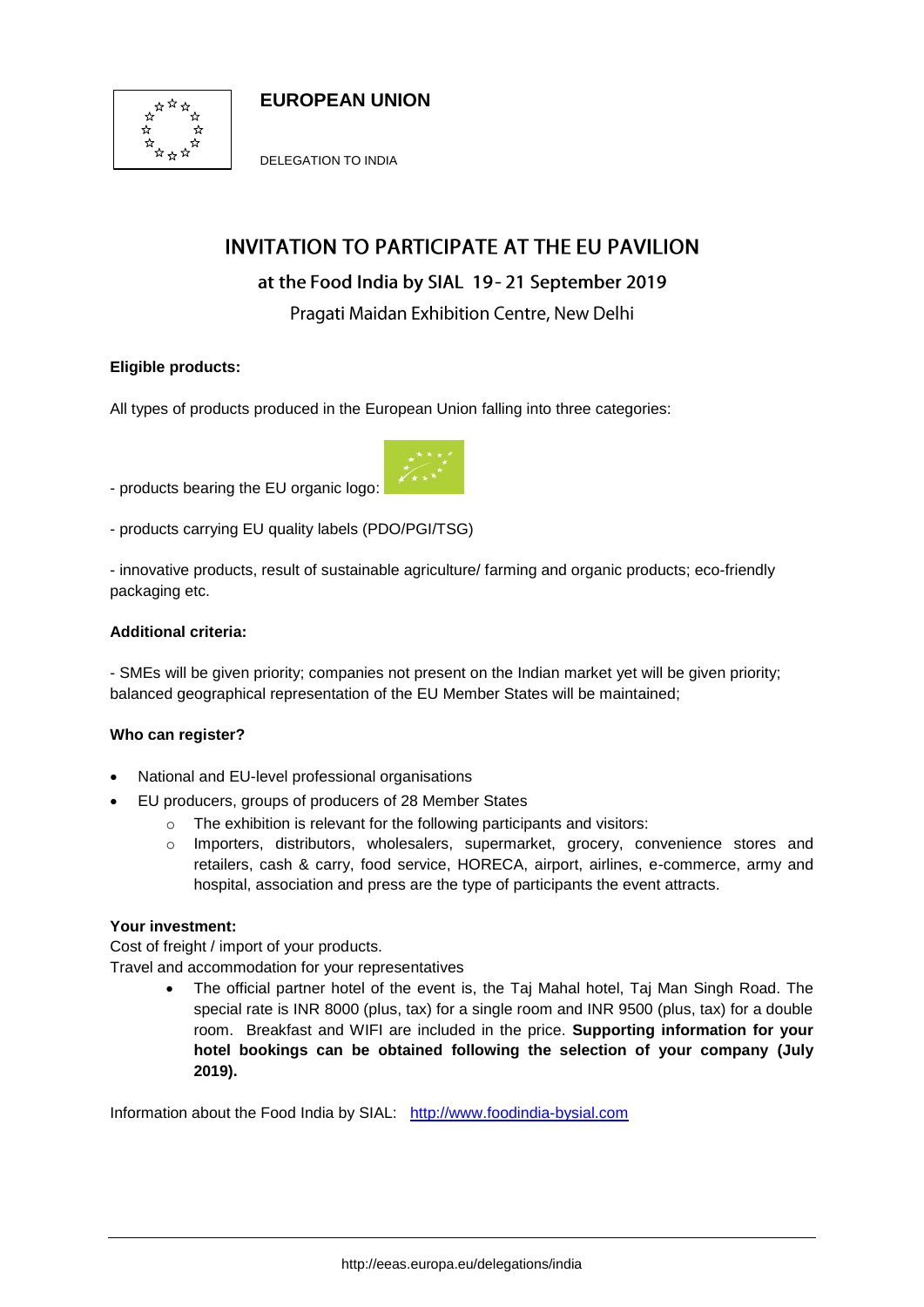**EUROPEAN UNION**

DELEGATION TO INDIA

# INVITATION TO PARTICIPATE AT THE EU PAVILION

## at the Food India by SIAL 19- 21 September 2019

### Pragati Maidan Exhibition Centre, New Delhi

**Eligible products:**

All types of products produced in the European Union falling into three categories:

- products bearing the EU organic logo:

- products carrying EU quality labels (PDO/PGI/TSG)

- innovative products, result of sustainable agriculture/ farming and organic products; eco-friendly packaging etc.

**Additional criteria:**

- SMEs will be given priority; companies not present on the Indian market yet will be given priority; balanced geographical representation of the EU Member States will be maintained;

**Who can register?**

- National and EU-level professional organisations
- EU producers, groups of producers of 28 Member States
    - The exhibition is relevant for the following participants and visitors:
    - Importers, distributors, wholesalers, supermarket, grocery, convenience stores and retailers, cash & carry, food service, HORECA, airport, airlines, e-commerce, army and hospital, association and press are the type of participants the event attracts.

**Your investment:**
Cost of freight / import of your products.
Travel and accommodation for your representatives

- The official partner hotel of the event is, the Taj Mahal hotel, Taj Man Singh Road. The special rate is INR 8000 (plus, tax) for a single room and INR 9500 (plus, tax) for a double room. Breakfast and WIFI are included in the price. **Supporting information for your hotel bookings can be obtained following the selection of your company (July 2019).**

Information about the Food India by SIAL: http://www.foodindia-bysial.com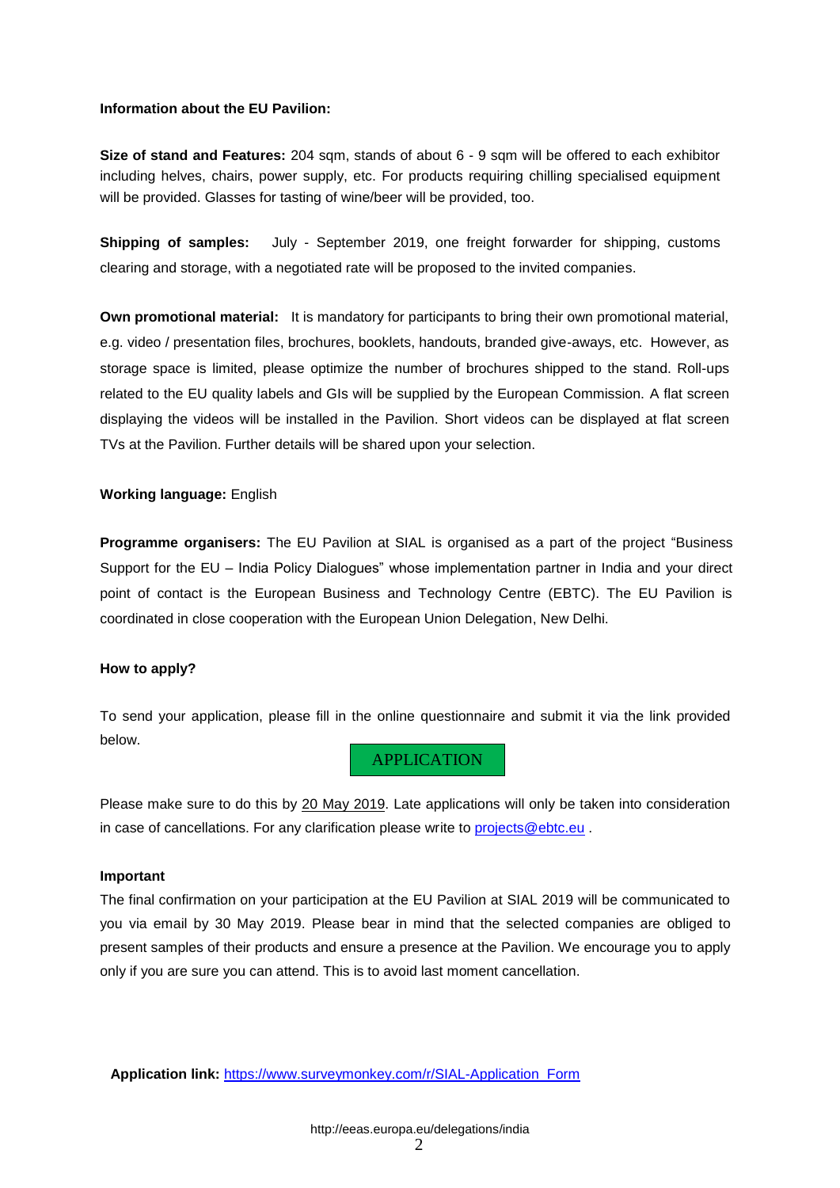**Information about the EU Pavilion:**

**Size of stand and Features:** 204 sqm, stands of about 6 - 9 sqm will be offered to each exhibitor including helves, chairs, power supply, etc. For products requiring chilling specialised equipment will be provided. Glasses for tasting of wine/beer will be provided, too.

**Shipping of samples:** July - September 2019, one freight forwarder for shipping, customs clearing and storage, with a negotiated rate will be proposed to the invited companies.

**Own promotional material:** It is mandatory for participants to bring their own promotional material, e.g. video / presentation files, brochures, booklets, handouts, branded give-aways, etc. However, as storage space is limited, please optimize the number of brochures shipped to the stand. Roll-ups related to the EU quality labels and GIs will be supplied by the European Commission. A flat screen displaying the videos will be installed in the Pavilion. Short videos can be displayed at flat screen TVs at the Pavilion. Further details will be shared upon your selection.

**Working language:** English

**Programme organisers:** The EU Pavilion at SIAL is organised as a part of the project "Business Support for the EU – India Policy Dialogues" whose implementation partner in India and your direct point of contact is the European Business and Technology Centre (EBTC). The EU Pavilion is coordinated in close cooperation with the European Union Delegation, New Delhi.

**How to apply?**

To send your application, please fill in the online questionnaire and submit it via the link provided below.

APPLICATION

Please make sure to do this by 20 May 2019. Late applications will only be taken into consideration in case of cancellations. For any clarification please write to projects@ebtc.eu .

**Important**

The final confirmation on your participation at the EU Pavilion at SIAL 2019 will be communicated to you via email by 30 May 2019. Please bear in mind that the selected companies are obliged to present samples of their products and ensure a presence at the Pavilion. We encourage you to apply only if you are sure you can attend. This is to avoid last moment cancellation.

**Application link:** https://www.surveymonkey.com/r/SIAL-Application_Form

http://eeas.europa.eu/delegations/india